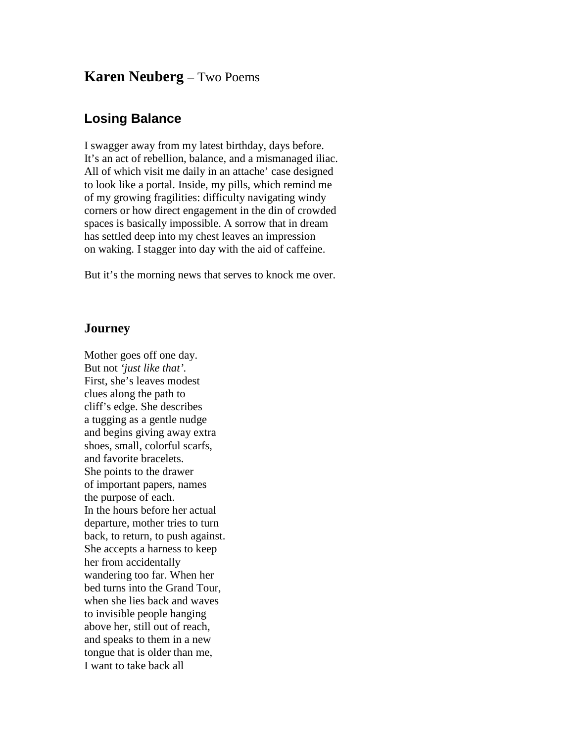# **Karen Neuberg** – Two Poems

## Losing Balance

I swagger away from my latest birthday, days before.  
It's an act of rebellion, balance, and a mismanaged iliac.  
All of which visit me daily in an attache' case designed  
to look like a portal. Inside, my pills, which remind me  
of my growing fragilities: difficulty navigating windy  
corners or how direct engagement in the din of crowded  
spaces is basically impossible. A sorrow that in dream  
has settled deep into my chest leaves an impression  
on waking. I stagger into day with the aid of caffeine.

But it's the morning news that serves to knock me over.

## Journey

Mother goes off one day.  
But not *'just like that'*.  
First, she's leaves modest  
clues along the path to  
cliff's edge. She describes  
a tugging as a gentle nudge  
and begins giving away extra  
shoes, small, colorful scarfs,  
and favorite bracelets.  
She points to the drawer  
of important papers, names  
the purpose of each.  
In the hours before her actual  
departure, mother tries to turn  
back, to return, to push against.  
She accepts a harness to keep  
her from accidentally  
wandering too far. When her  
bed turns into the Grand Tour,  
when she lies back and waves  
to invisible people hanging  
above her, still out of reach,  
and speaks to them in a new  
tongue that is older than me,  
I want to take back all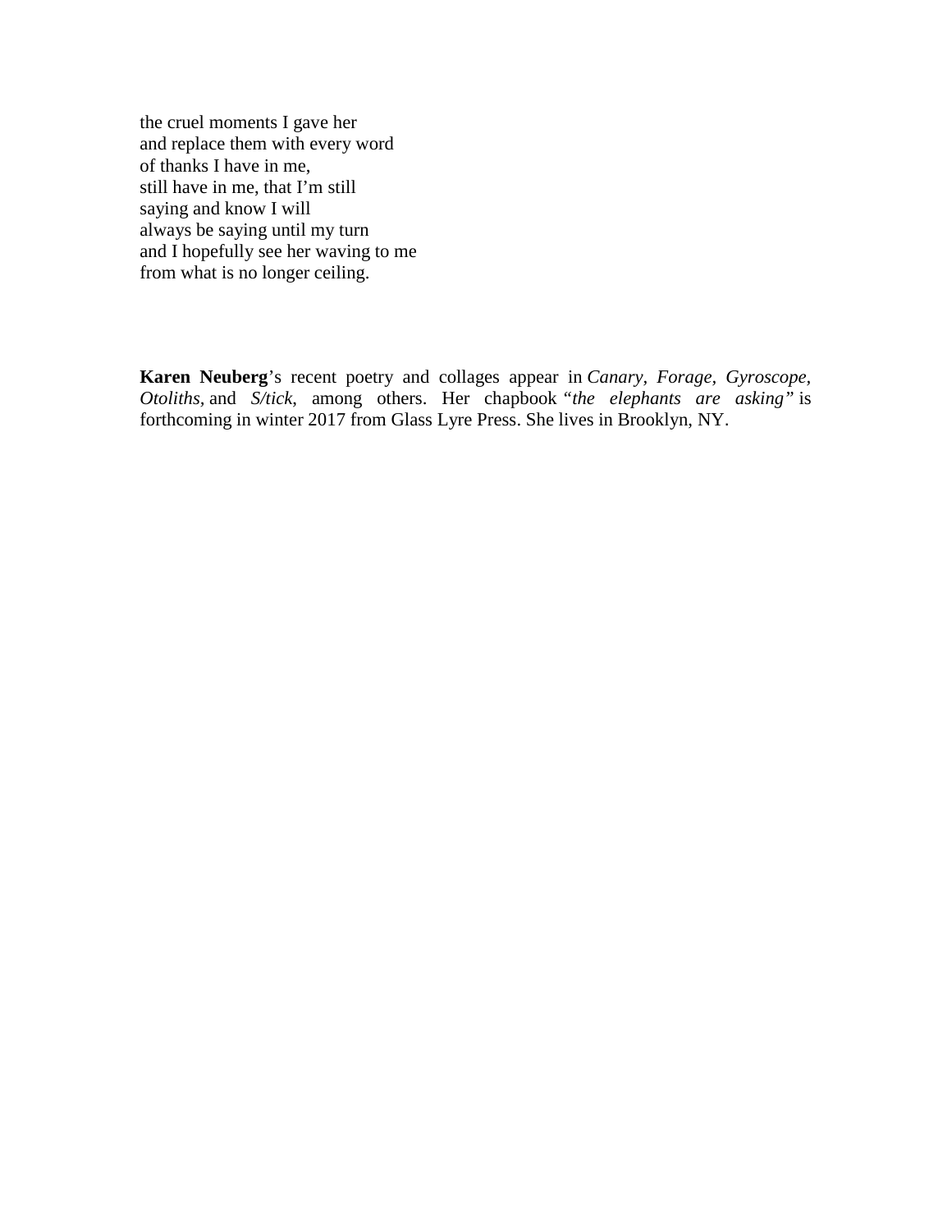the cruel moments I gave her  
and replace them with every word  
of thanks I have in me,  
still have in me, that I'm still  
saying and know I will  
always be saying until my turn  
and I hopefully see her waving to me  
from what is no longer ceiling.

**Karen Neuberg**'s recent poetry and collages appear in *Canary, Forage, Gyroscope, Otoliths,* and *S/tick*, among others. Her chapbook "*the elephants are asking*" is forthcoming in winter 2017 from Glass Lyre Press. She lives in Brooklyn, NY.